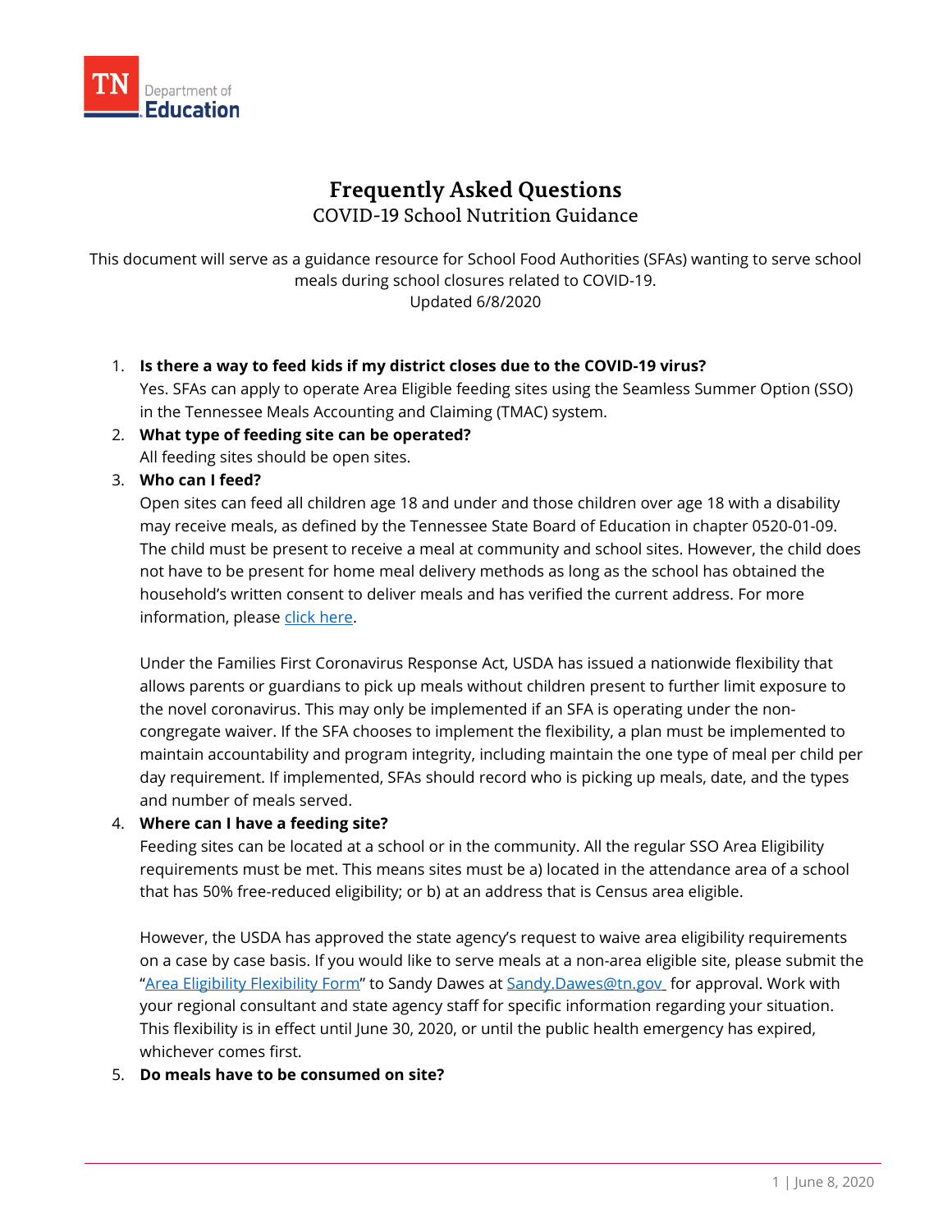# Frequently Asked Questions

## COVID-19 School Nutrition Guidance

This document will serve as a guidance resource for School Food Authorities (SFAs) wanting to serve school meals during school closures related to COVID-19.
Updated 6/8/2020

1. **Is there a way to feed kids if my district closes due to the COVID-19 virus?**
   Yes. SFAs can apply to operate Area Eligible feeding sites using the Seamless Summer Option (SSO) in the Tennessee Meals Accounting and Claiming (TMAC) system.
2. **What type of feeding site can be operated?**
   All feeding sites should be open sites.
3. **Who can I feed?**
   Open sites can feed all children age 18 and under and those children over age 18 with a disability may receive meals, as defined by the Tennessee State Board of Education in chapter 0520-01-09. The child must be present to receive a meal at community and school sites. However, the child does not have to be present for home meal delivery methods as long as the school has obtained the household's written consent to deliver meals and has verified the current address. For more information, please click here.

   Under the Families First Coronavirus Response Act, USDA has issued a nationwide flexibility that allows parents or guardians to pick up meals without children present to further limit exposure to the novel coronavirus. This may only be implemented if an SFA is operating under the non-congregate waiver. If the SFA chooses to implement the flexibility, a plan must be implemented to maintain accountability and program integrity, including maintain the one type of meal per child per day requirement. If implemented, SFAs should record who is picking up meals, date, and the types and number of meals served.
4. **Where can I have a feeding site?**
   Feeding sites can be located at a school or in the community. All the regular SSO Area Eligibility requirements must be met. This means sites must be a) located in the attendance area of a school that has 50% free-reduced eligibility; or b) at an address that is Census area eligible.

   However, the USDA has approved the state agency's request to waive area eligibility requirements on a case by case basis. If you would like to serve meals at a non-area eligible site, please submit the "Area Eligibility Flexibility Form" to Sandy Dawes at Sandy.Dawes@tn.gov for approval. Work with your regional consultant and state agency staff for specific information regarding your situation. This flexibility is in effect until June 30, 2020, or until the public health emergency has expired, whichever comes first.
5. **Do meals have to be consumed on site?**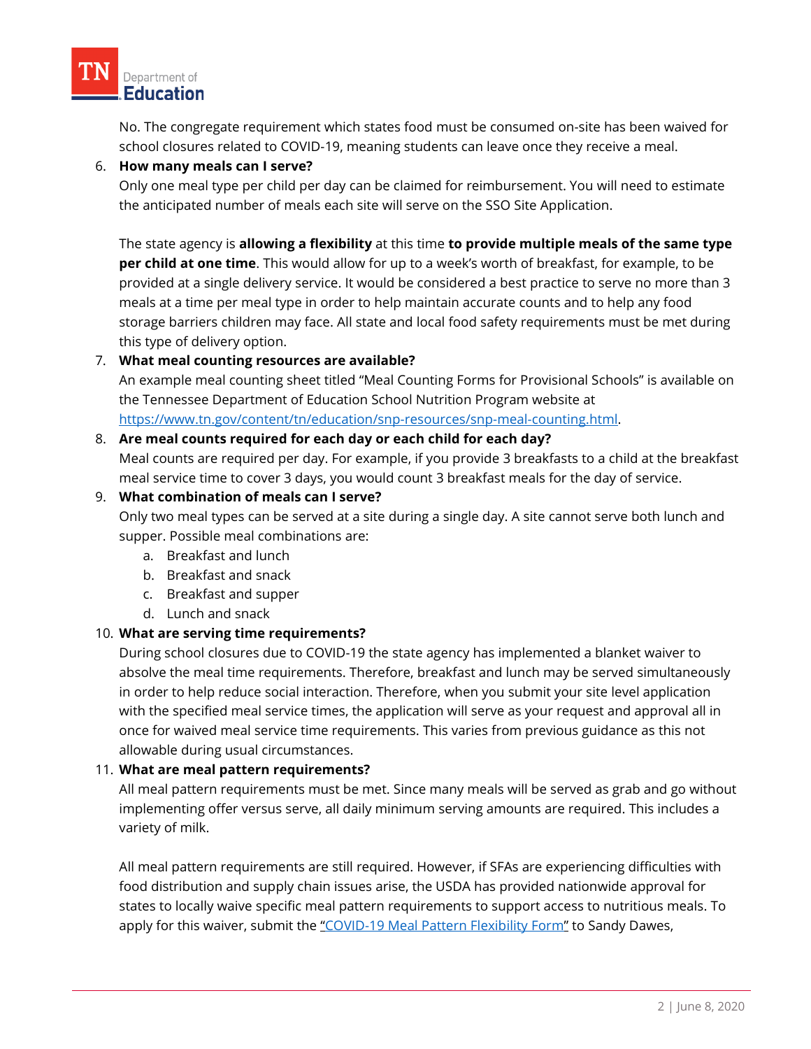No. The congregate requirement which states food must be consumed on-site has been waived for school closures related to COVID-19, meaning students can leave once they receive a meal.

6. **How many meals can I serve?**
   Only one meal type per child per day can be claimed for reimbursement. You will need to estimate the anticipated number of meals each site will serve on the SSO Site Application.

   The state agency is **allowing a flexibility** at this time **to provide multiple meals of the same type per child at one time**. This would allow for up to a week's worth of breakfast, for example, to be provided at a single delivery service. It would be considered a best practice to serve no more than 3 meals at a time per meal type in order to help maintain accurate counts and to help any food storage barriers children may face. All state and local food safety requirements must be met during this type of delivery option.
7. **What meal counting resources are available?**
   An example meal counting sheet titled "Meal Counting Forms for Provisional Schools" is available on the Tennessee Department of Education School Nutrition Program website at [https://www.tn.gov/content/tn/education/snp-resources/snp-meal-counting.html](https://www.tn.gov/content/tn/education/snp-resources/snp-meal-counting.html).
8. **Are meal counts required for each day or each child for each day?**
   Meal counts are required per day. For example, if you provide 3 breakfasts to a child at the breakfast meal service time to cover 3 days, you would count 3 breakfast meals for the day of service.
9. **What combination of meals can I serve?**
   Only two meal types can be served at a site during a single day. A site cannot serve both lunch and supper. Possible meal combinations are:
   a. Breakfast and lunch
   b. Breakfast and snack
   c. Breakfast and supper
   d. Lunch and snack
10. **What are serving time requirements?**
    During school closures due to COVID-19 the state agency has implemented a blanket waiver to absolve the meal time requirements. Therefore, breakfast and lunch may be served simultaneously in order to help reduce social interaction. Therefore, when you submit your site level application with the specified meal service times, the application will serve as your request and approval all in once for waived meal service time requirements. This varies from previous guidance as this not allowable during usual circumstances.
11. **What are meal pattern requirements?**
    All meal pattern requirements must be met. Since many meals will be served as grab and go without implementing offer versus serve, all daily minimum serving amounts are required. This includes a variety of milk.

    All meal pattern requirements are still required. However, if SFAs are experiencing difficulties with food distribution and supply chain issues arise, the USDA has provided nationwide approval for states to locally waive specific meal pattern requirements to support access to nutritious meals. To apply for this waiver, submit the "COVID-19 Meal Pattern Flexibility Form" to Sandy Dawes,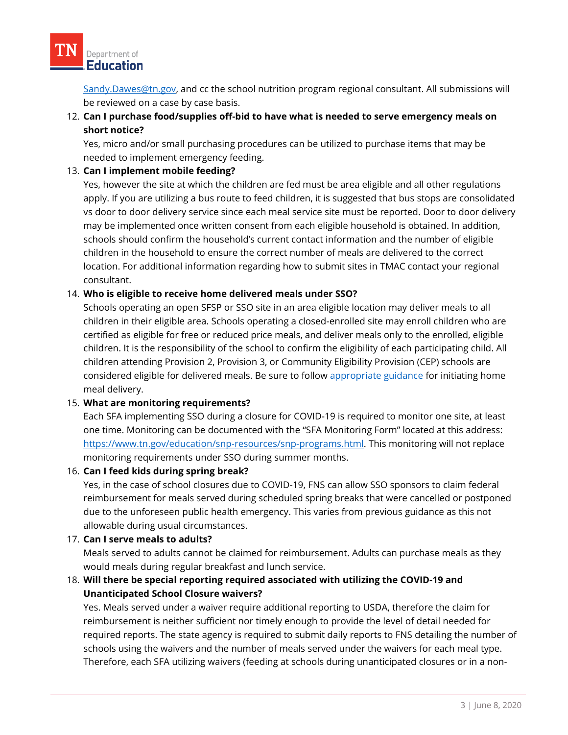Sandy.Dawes@tn.gov, and cc the school nutrition program regional consultant. All submissions will be reviewed on a case by case basis.

12. **Can I purchase food/supplies off-bid to have what is needed to serve emergency meals on short notice?**
    Yes, micro and/or small purchasing procedures can be utilized to purchase items that may be needed to implement emergency feeding.
13. **Can I implement mobile feeding?**
    Yes, however the site at which the children are fed must be area eligible and all other regulations apply. If you are utilizing a bus route to feed children, it is suggested that bus stops are consolidated vs door to door delivery service since each meal service site must be reported. Door to door delivery may be implemented once written consent from each eligible household is obtained. In addition, schools should confirm the household's current contact information and the number of eligible children in the household to ensure the correct number of meals are delivered to the correct location. For additional information regarding how to submit sites in TMAC contact your regional consultant.
14. **Who is eligible to receive home delivered meals under SSO?**
    Schools operating an open SFSP or SSO site in an area eligible location may deliver meals to all children in their eligible area. Schools operating a closed-enrolled site may enroll children who are certified as eligible for free or reduced price meals, and deliver meals only to the enrolled, eligible children. It is the responsibility of the school to confirm the eligibility of each participating child. All children attending Provision 2, Provision 3, or Community Eligibility Provision (CEP) schools are considered eligible for delivered meals. Be sure to follow appropriate guidance for initiating home meal delivery.
15. **What are monitoring requirements?**
    Each SFA implementing SSO during a closure for COVID-19 is required to monitor one site, at least one time. Monitoring can be documented with the "SFA Monitoring Form" located at this address: https://www.tn.gov/education/snp-resources/snp-programs.html. This monitoring will not replace monitoring requirements under SSO during summer months.
16. **Can I feed kids during spring break?**
    Yes, in the case of school closures due to COVID-19, FNS can allow SSO sponsors to claim federal reimbursement for meals served during scheduled spring breaks that were cancelled or postponed due to the unforeseen public health emergency. This varies from previous guidance as this not allowable during usual circumstances.
17. **Can I serve meals to adults?**
    Meals served to adults cannot be claimed for reimbursement. Adults can purchase meals as they would meals during regular breakfast and lunch service.
18. **Will there be special reporting required associated with utilizing the COVID-19 and Unanticipated School Closure waivers?**
    Yes. Meals served under a waiver require additional reporting to USDA, therefore the claim for reimbursement is neither sufficient nor timely enough to provide the level of detail needed for required reports. The state agency is required to submit daily reports to FNS detailing the number of schools using the waivers and the number of meals served under the waivers for each meal type. Therefore, each SFA utilizing waivers (feeding at schools during unanticipated closures or in a non-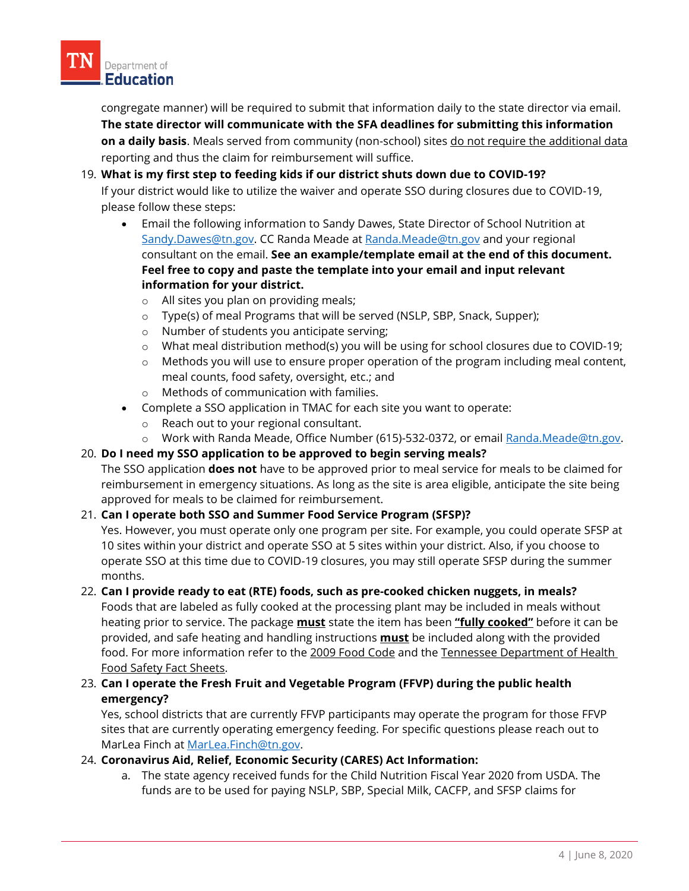congregate manner) will be required to submit that information daily to the state director via email. **The state director will communicate with the SFA deadlines for submitting this information on a daily basis**. Meals served from community (non-school) sites <u>do not require the additional data</u> reporting and thus the claim for reimbursement will suffice.

19. **What is my first step to feeding kids if our district shuts down due to COVID-19?**
    If your district would like to utilize the waiver and operate SSO during closures due to COVID-19, please follow these steps:
    - Email the following information to Sandy Dawes, State Director of School Nutrition at [Sandy.Dawes@tn.gov](mailto:Sandy.Dawes@tn.gov). CC Randa Meade at [Randa.Meade@tn.gov](mailto:Randa.Meade@tn.gov) and your regional consultant on the email. **See an example/template email at the end of this document. Feel free to copy and paste the template into your email and input relevant information for your district.**
        - All sites you plan on providing meals;
        - Type(s) of meal Programs that will be served (NSLP, SBP, Snack, Supper);
        - Number of students you anticipate serving;
        - What meal distribution method(s) you will be using for school closures due to COVID-19;
        - Methods you will use to ensure proper operation of the program including meal content, meal counts, food safety, oversight, etc.; and
        - Methods of communication with families.
    - Complete a SSO application in TMAC for each site you want to operate:
        - Reach out to your regional consultant.
        - Work with Randa Meade, Office Number (615)-532-0372, or email [Randa.Meade@tn.gov](mailto:Randa.Meade@tn.gov).
20. **Do I need my SSO application to be approved to begin serving meals?**
    The SSO application **does not** have to be approved prior to meal service for meals to be claimed for reimbursement in emergency situations. As long as the site is area eligible, anticipate the site being approved for meals to be claimed for reimbursement.
21. **Can I operate both SSO and Summer Food Service Program (SFSP)?**
    Yes. However, you must operate only one program per site. For example, you could operate SFSP at 10 sites within your district and operate SSO at 5 sites within your district. Also, if you choose to operate SSO at this time due to COVID-19 closures, you may still operate SFSP during the summer months.
22. **Can I provide ready to eat (RTE) foods, such as pre-cooked chicken nuggets, in meals?**
    Foods that are labeled as fully cooked at the processing plant may be included in meals without heating prior to service. The package **<u>must</u>** state the item has been **<u>"fully cooked"</u>** before it can be provided, and safe heating and handling instructions **<u>must</u>** be included along with the provided food. For more information refer to the <u>2009 Food Code</u> and the <u>Tennessee Department of Health Food Safety Fact Sheets</u>.
23. **Can I operate the Fresh Fruit and Vegetable Program (FFVP) during the public health emergency?**
    Yes, school districts that are currently FFVP participants may operate the program for those FFVP sites that are currently operating emergency feeding. For specific questions please reach out to MarLea Finch at [MarLea.Finch@tn.gov](mailto:MarLea.Finch@tn.gov).
24. **Coronavirus Aid, Relief, Economic Security (CARES) Act Information:**
    a. The state agency received funds for the Child Nutrition Fiscal Year 2020 from USDA. The funds are to be used for paying NSLP, SBP, Special Milk, CACFP, and SFSP claims for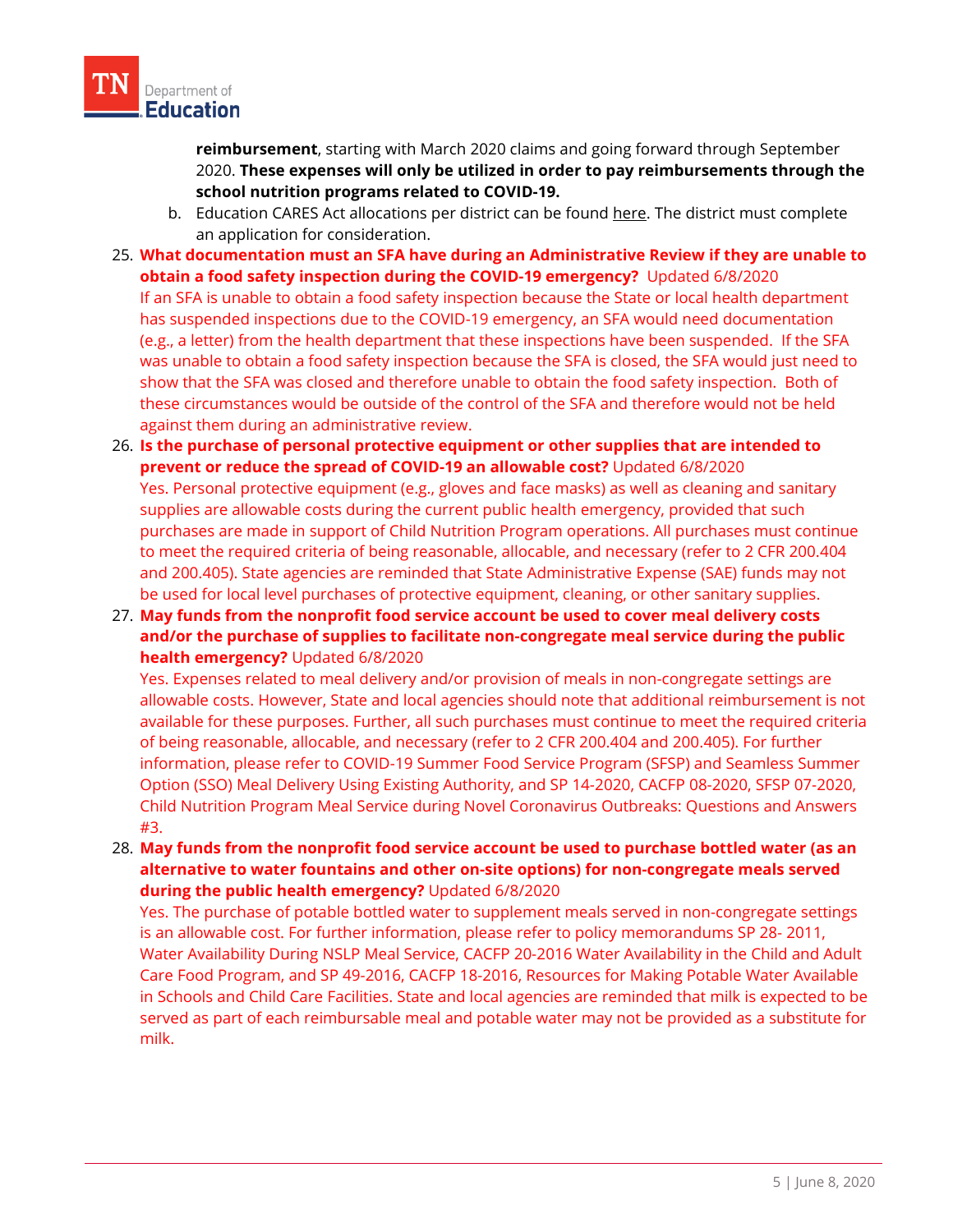**reimbursement**, starting with March 2020 claims and going forward through September 2020. **These expenses will only be utilized in order to pay reimbursements through the school nutrition programs related to COVID-19.**

b. Education CARES Act allocations per district can be found here. The district must complete an application for consideration.

25. **What documentation must an SFA have during an Administrative Review if they are unable to obtain a food safety inspection during the COVID-19 emergency?** Updated 6/8/2020
If an SFA is unable to obtain a food safety inspection because the State or local health department has suspended inspections due to the COVID-19 emergency, an SFA would need documentation (e.g., a letter) from the health department that these inspections have been suspended. If the SFA was unable to obtain a food safety inspection because the SFA is closed, the SFA would just need to show that the SFA was closed and therefore unable to obtain the food safety inspection. Both of these circumstances would be outside of the control of the SFA and therefore would not be held against them during an administrative review.

26. **Is the purchase of personal protective equipment or other supplies that are intended to prevent or reduce the spread of COVID-19 an allowable cost?** Updated 6/8/2020
Yes. Personal protective equipment (e.g., gloves and face masks) as well as cleaning and sanitary supplies are allowable costs during the current public health emergency, provided that such purchases are made in support of Child Nutrition Program operations. All purchases must continue to meet the required criteria of being reasonable, allocable, and necessary (refer to 2 CFR 200.404 and 200.405). State agencies are reminded that State Administrative Expense (SAE) funds may not be used for local level purchases of protective equipment, cleaning, or other sanitary supplies.

27. **May funds from the nonprofit food service account be used to cover meal delivery costs and/or the purchase of supplies to facilitate non-congregate meal service during the public health emergency?** Updated 6/8/2020
Yes. Expenses related to meal delivery and/or provision of meals in non-congregate settings are allowable costs. However, State and local agencies should note that additional reimbursement is not available for these purposes. Further, all such purchases must continue to meet the required criteria of being reasonable, allocable, and necessary (refer to 2 CFR 200.404 and 200.405). For further information, please refer to COVID-19 Summer Food Service Program (SFSP) and Seamless Summer Option (SSO) Meal Delivery Using Existing Authority, and SP 14-2020, CACFP 08-2020, SFSP 07-2020, Child Nutrition Program Meal Service during Novel Coronavirus Outbreaks: Questions and Answers #3.

28. **May funds from the nonprofit food service account be used to purchase bottled water (as an alternative to water fountains and other on-site options) for non-congregate meals served during the public health emergency?** Updated 6/8/2020
Yes. The purchase of potable bottled water to supplement meals served in non-congregate settings is an allowable cost. For further information, please refer to policy memorandums SP 28- 2011, Water Availability During NSLP Meal Service, CACFP 20-2016 Water Availability in the Child and Adult Care Food Program, and SP 49-2016, CACFP 18-2016, Resources for Making Potable Water Available in Schools and Child Care Facilities. State and local agencies are reminded that milk is expected to be served as part of each reimbursable meal and potable water may not be provided as a substitute for milk.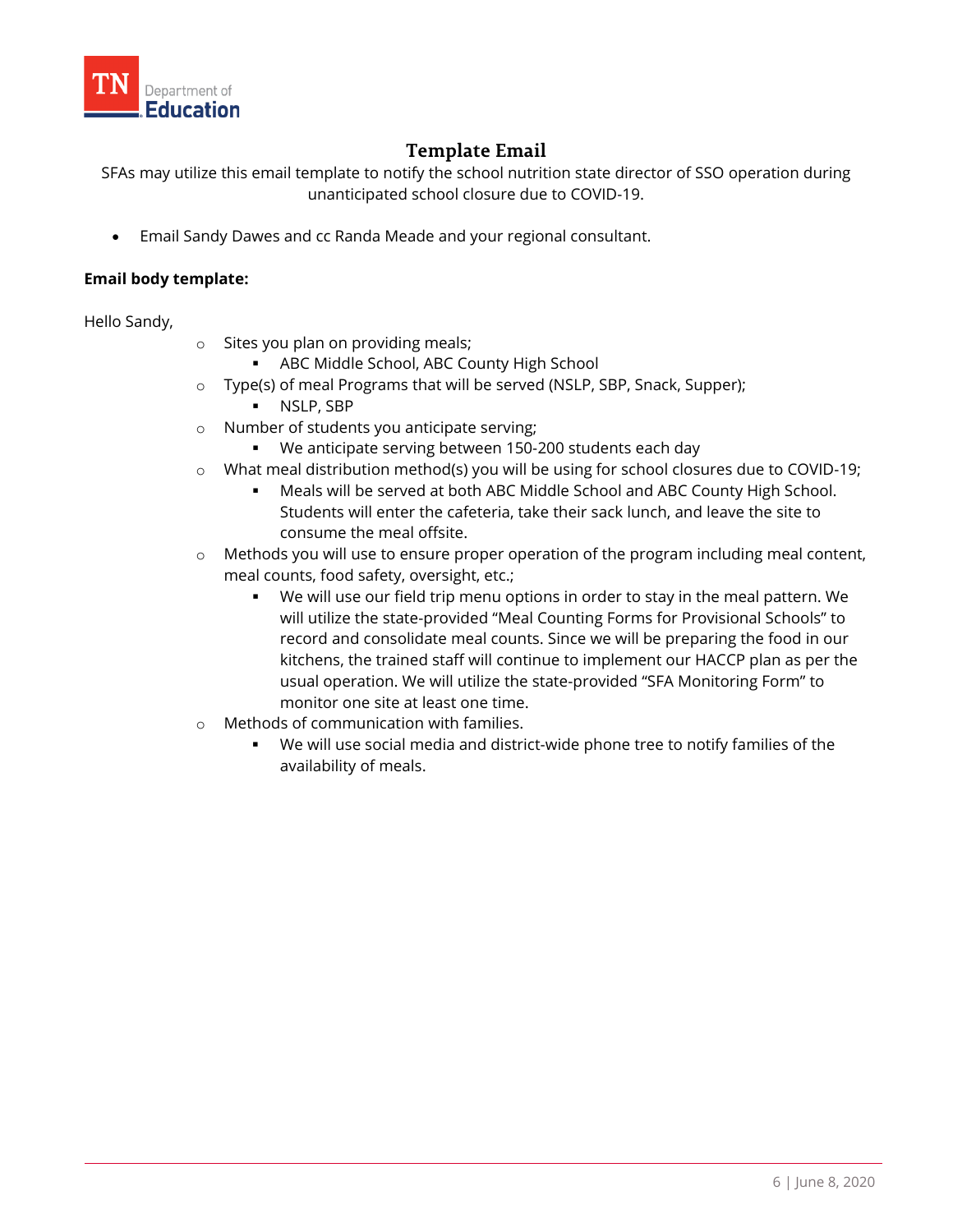## Template Email

SFAs may utilize this email template to notify the school nutrition state director of SSO operation during unanticipated school closure due to COVID-19.

- Email Sandy Dawes and cc Randa Meade and your regional consultant.

**Email body template:**

Hello Sandy,

- Sites you plan on providing meals;
  - ABC Middle School, ABC County High School
- Type(s) of meal Programs that will be served (NSLP, SBP, Snack, Supper);
  - NSLP, SBP
- Number of students you anticipate serving;
  - We anticipate serving between 150-200 students each day
- What meal distribution method(s) you will be using for school closures due to COVID-19;
  - Meals will be served at both ABC Middle School and ABC County High School. Students will enter the cafeteria, take their sack lunch, and leave the site to consume the meal offsite.
- Methods you will use to ensure proper operation of the program including meal content, meal counts, food safety, oversight, etc.;
  - We will use our field trip menu options in order to stay in the meal pattern. We will utilize the state-provided "Meal Counting Forms for Provisional Schools" to record and consolidate meal counts. Since we will be preparing the food in our kitchens, the trained staff will continue to implement our HACCP plan as per the usual operation. We will utilize the state-provided "SFA Monitoring Form" to monitor one site at least one time.
- Methods of communication with families.
  - We will use social media and district-wide phone tree to notify families of the availability of meals.